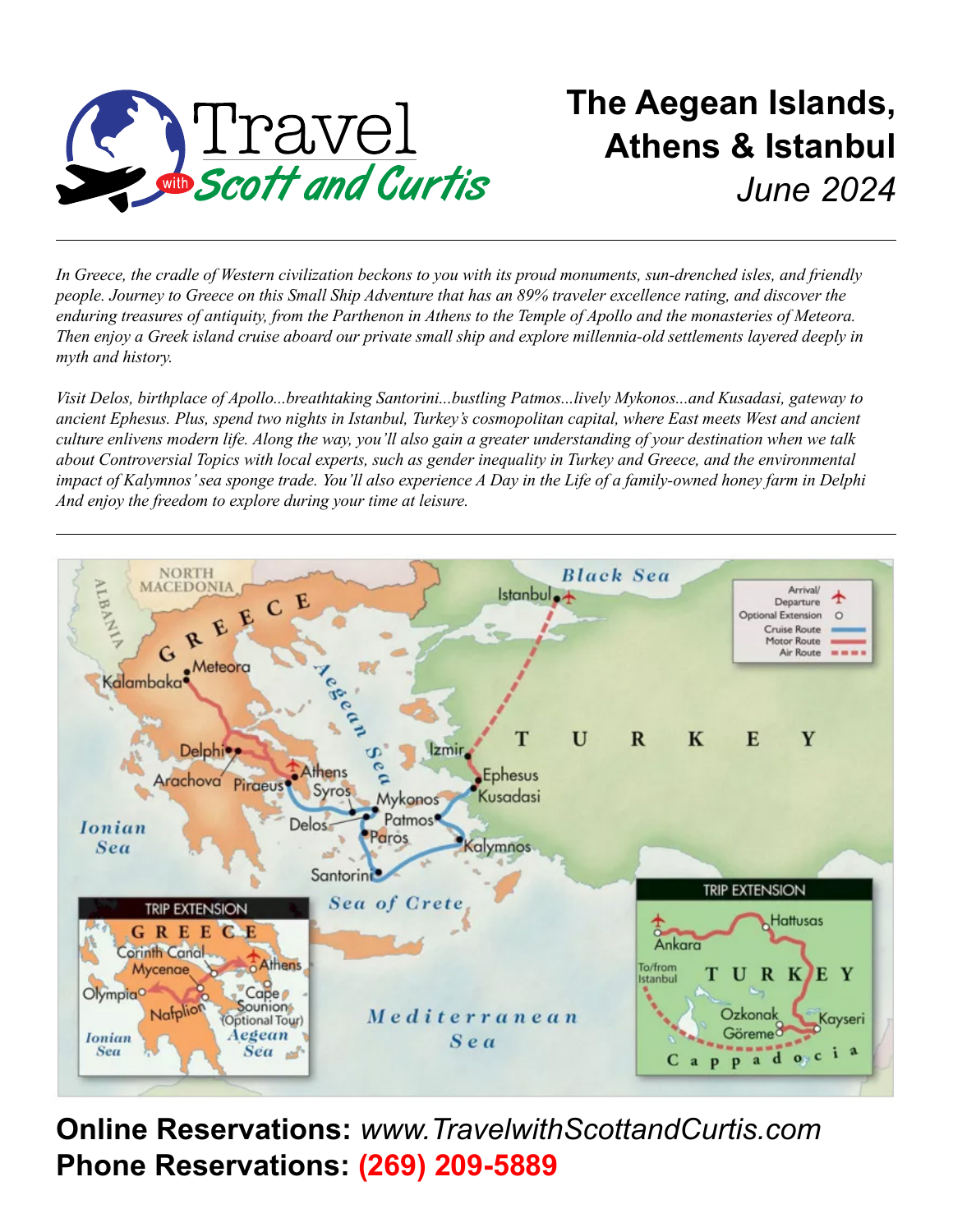# The Aegean Islands, Athens & Istanbul

*June 2024*

*In Greece, the cradle of Western civilization beckons to you with its proud monuments, sun-drenched isles, and friendly people. Journey to Greece on this Small Ship Adventure that has an 89% traveler excellence rating, and discover the enduring treasures of antiquity, from the Parthenon in Athens to the Temple of Apollo and the monasteries of Meteora. Then enjoy a Greek island cruise aboard our private small ship and explore millennia-old settlements layered deeply in myth and history.*

*Visit Delos, birthplace of Apollo...breathtaking Santorini...bustling Patmos...lively Mykonos...and Kusadasi, gateway to ancient Ephesus. Plus, spend two nights in Istanbul, Turkey's cosmopolitan capital, where East meets West and ancient culture enlivens modern life. Along the way, you'll also gain a greater understanding of your destination when we talk about Controversial Topics with local experts, such as gender inequality in Turkey and Greece, and the environmental impact of Kalymnos' sea sponge trade. You'll also experience A Day in the Life of a family-owned honey farm in Delphi And enjoy the freedom to explore during your time at leisure.*

**Online Reservations:** *www.TravelwithScottandCurtis.com*
**Phone Reservations:** **(269) 209-5889**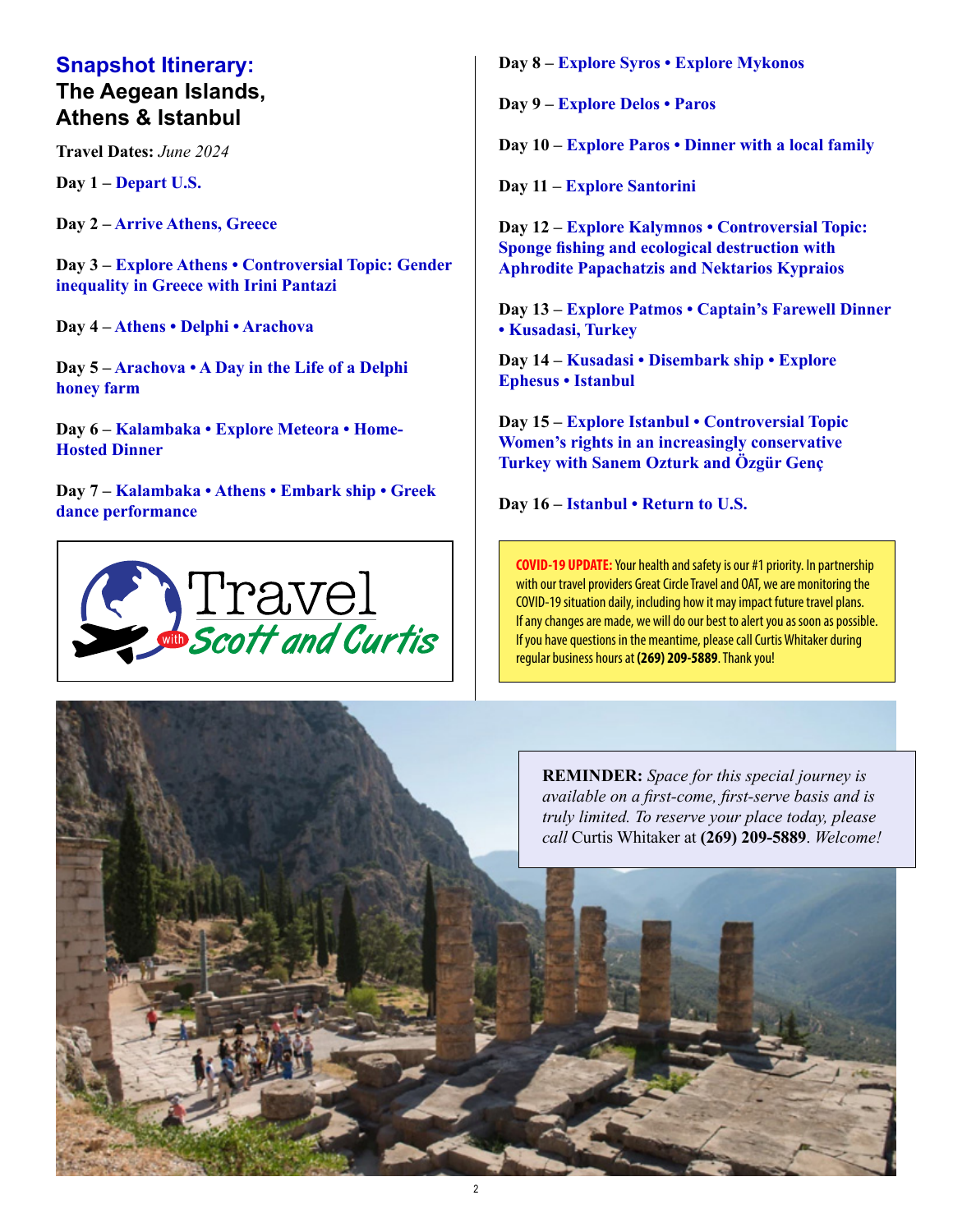## Snapshot Itinerary:
## The Aegean Islands, Athens & Istanbul

**Travel Dates:** *June 2024*

**Day 1 –** **Depart U.S.**

**Day 2 –** **Arrive Athens, Greece**

**Day 3 –** **Explore Athens • Controversial Topic: Gender inequality in Greece with Irini Pantazi**

**Day 4 –** **Athens • Delphi • Arachova**

**Day 5 –** **Arachova • A Day in the Life of a Delphi honey farm**

**Day 6 –** **Kalambaka • Explore Meteora • Home-Hosted Dinner**

**Day 7 –** **Kalambaka • Athens • Embark ship • Greek dance performance**

Travel with Scott and Curtis

**Day 8 –** **Explore Syros • Explore Mykonos**

**Day 9 –** **Explore Delos • Paros**

**Day 10 –** **Explore Paros • Dinner with a local family**

**Day 11 –** **Explore Santorini**

**Day 12 –** **Explore Kalymnos • Controversial Topic: Sponge fishing and ecological destruction with Aphrodite Papachatzis and Nektarios Kypraios**

**Day 13 –** **Explore Patmos • Captain's Farewell Dinner • Kusadasi, Turkey**

**Day 14 –** **Kusadasi • Disembark ship • Explore Ephesus • Istanbul**

**Day 15 –** **Explore Istanbul • Controversial Topic Women's rights in an increasingly conservative Turkey with Sanem Ozturk and Özgür Genç**

**Day 16 –** **Istanbul • Return to U.S.**

**COVID-19 UPDATE:** Your health and safety is our #1 priority. In partnership with our travel providers Great Circle Travel and OAT, we are monitoring the COVID-19 situation daily, including how it may impact future travel plans. If any changes are made, we will do our best to alert you as soon as possible. If you have questions in the meantime, please call Curtis Whitaker during regular business hours at **(269) 209-5889**. Thank you!

**REMINDER:** *Space for this special journey is available on a first-come, first-serve basis and is truly limited. To reserve your place today, please call* Curtis Whitaker at **(269) 209-5889**. *Welcome!*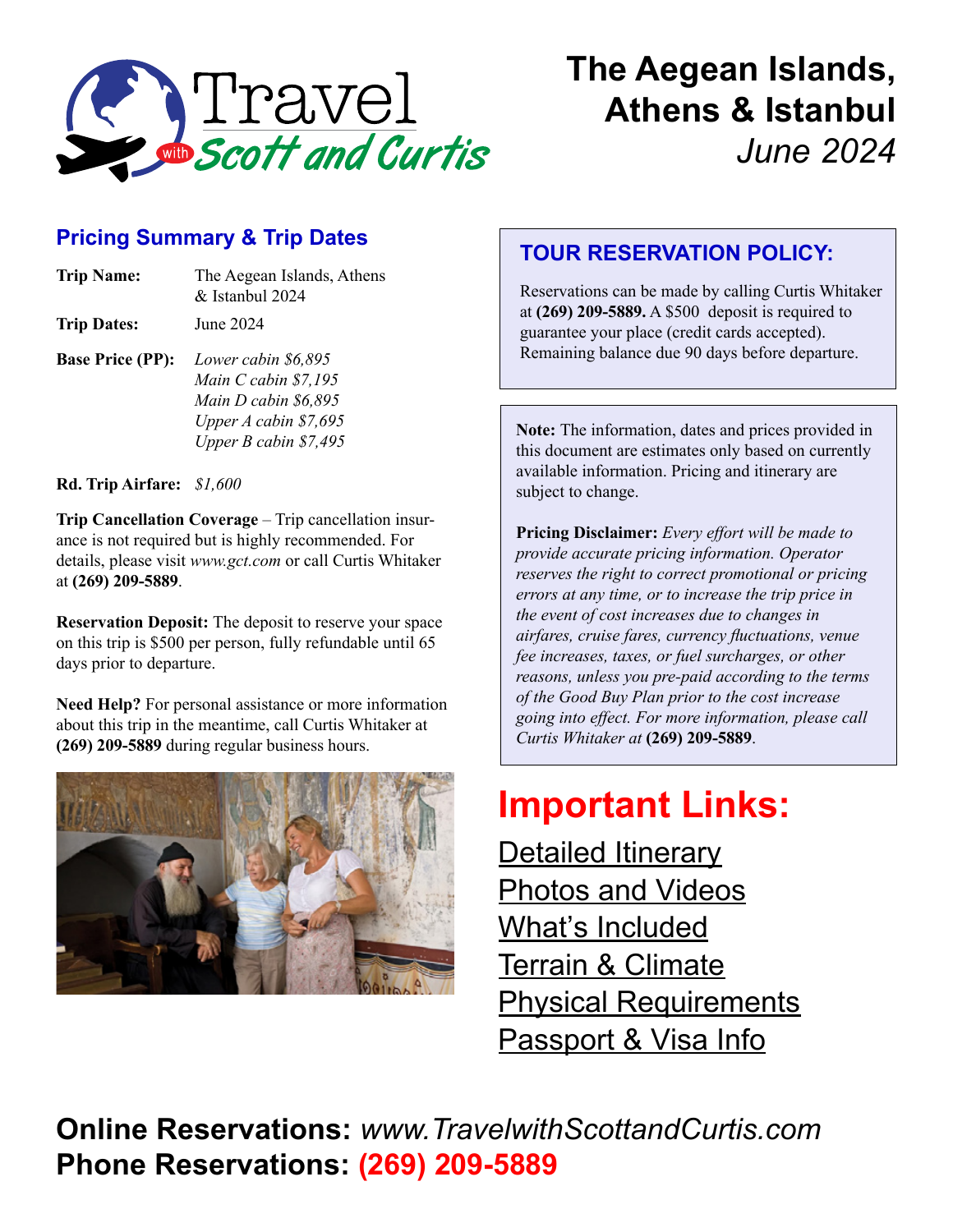# The Aegean Islands, Athens & Istanbul

*June 2024*

## Pricing Summary & Trip Dates

| | |
|---|---|
| **Trip Name:** | The Aegean Islands, Athens & Istanbul 2024 |
| **Trip Dates:** | June 2024 |
| **Base Price (PP):** | *Lower cabin $6,895*<br>*Main C cabin $7,195*<br>*Main D cabin $6,895*<br>*Upper A cabin $7,695*<br>*Upper B cabin $7,495* |

**Rd. Trip Airfare:** *$1,600*

**Trip Cancellation Coverage** – Trip cancellation insurance is not required but is highly recommended. For details, please visit *www.gct.com* or call Curtis Whitaker at **(269) 209-5889**.

**Reservation Deposit:** The deposit to reserve your space on this trip is $500 per person, fully refundable until 65 days prior to departure.

**Need Help?** For personal assistance or more information about this trip in the meantime, call Curtis Whitaker at **(269) 209-5889** during regular business hours.

## TOUR RESERVATION POLICY:

Reservations can be made by calling Curtis Whitaker at **(269) 209-5889.** A $500 deposit is required to guarantee your place (credit cards accepted). Remaining balance due 90 days before departure.

**Note:** The information, dates and prices provided in this document are estimates only based on currently available information. Pricing and itinerary are subject to change.

**Pricing Disclaimer:** *Every effort will be made to provide accurate pricing information. Operator reserves the right to correct promotional or pricing errors at any time, or to increase the trip price in the event of cost increases due to changes in airfares, cruise fares, currency fluctuations, venue fee increases, taxes, or fuel surcharges, or other reasons, unless you pre-paid according to the terms of the Good Buy Plan prior to the cost increase going into effect. For more information, please call Curtis Whitaker at* **(269) 209-5889**.

## Important Links:

Detailed Itinerary

Photos and Videos

What's Included

Terrain & Climate

Physical Requirements

Passport & Visa Info

**Online Reservations:** *www.TravelwithScottandCurtis.com*

**Phone Reservations: (269) 209-5889**